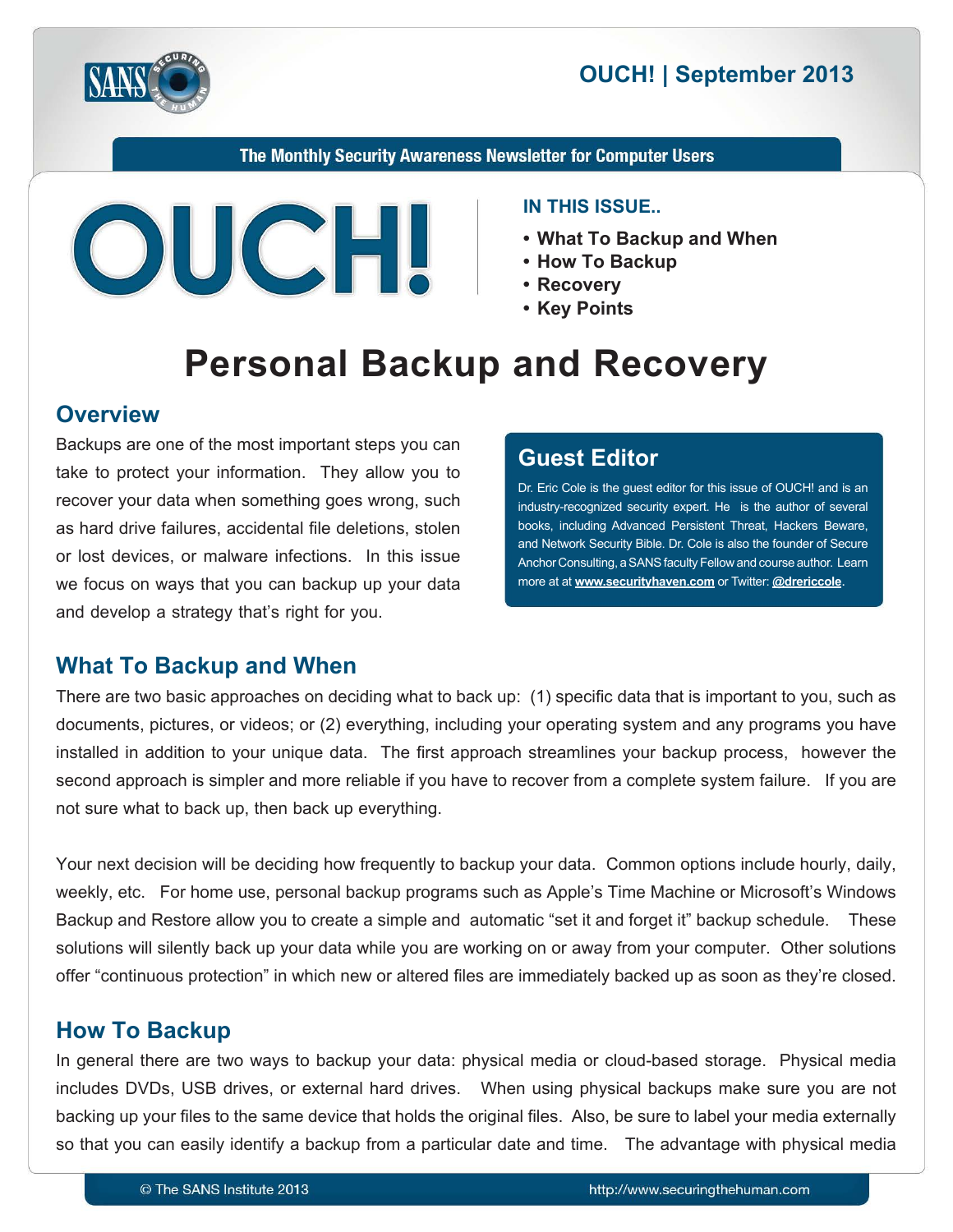# OUCH! | September 2013

The Monthly Security Awareness Newsletter for Computer Users

**IN THIS ISSUE..**

- What To Backup and When
- How To Backup
- Recovery
- Key Points

# Personal Backup and Recovery

## Overview

Backups are one of the most important steps you can take to protect your information. They allow you to recover your data when something goes wrong, such as hard drive failures, accidental file deletions, stolen or lost devices, or malware infections. In this issue we focus on ways that you can backup up your data and develop a strategy that's right for you.

### Guest Editor

Dr. Eric Cole is the guest editor for this issue of OUCH! and is an industry-recognized security expert. He is the author of several books, including Advanced Persistent Threat, Hackers Beware, and Network Security Bible. Dr. Cole is also the founder of Secure Anchor Consulting, a SANS faculty Fellow and course author. Learn more at at **www.securityhaven.com** or Twitter: **@drericcole**.

## What To Backup and When

There are two basic approaches on deciding what to back up: (1) specific data that is important to you, such as documents, pictures, or videos; or (2) everything, including your operating system and any programs you have installed in addition to your unique data. The first approach streamlines your backup process, however the second approach is simpler and more reliable if you have to recover from a complete system failure. If you are not sure what to back up, then back up everything.

Your next decision will be deciding how frequently to backup your data. Common options include hourly, daily, weekly, etc. For home use, personal backup programs such as Apple's Time Machine or Microsoft's Windows Backup and Restore allow you to create a simple and automatic "set it and forget it" backup schedule. These solutions will silently back up your data while you are working on or away from your computer. Other solutions offer "continuous protection" in which new or altered files are immediately backed up as soon as they're closed.

## How To Backup

In general there are two ways to backup your data: physical media or cloud-based storage. Physical media includes DVDs, USB drives, or external hard drives. When using physical backups make sure you are not backing up your files to the same device that holds the original files. Also, be sure to label your media externally so that you can easily identify a backup from a particular date and time. The advantage with physical media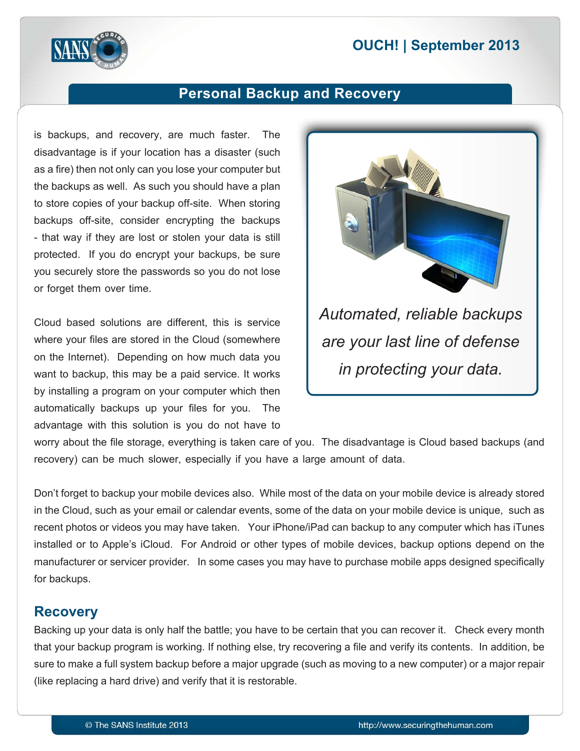is backups, and recovery, are much faster. The disadvantage is if your location has a disaster (such as a fire) then not only can you lose your computer but the backups as well. As such you should have a plan to store copies of your backup off-site. When storing backups off-site, consider encrypting the backups - that way if they are lost or stolen your data is still protected. If you do encrypt your backups, be sure you securely store the passwords so you do not lose or forget them over time.

*Automated, reliable backups are your last line of defense in protecting your data.*

Cloud based solutions are different, this is service where your files are stored in the Cloud (somewhere on the Internet). Depending on how much data you want to backup, this may be a paid service. It works by installing a program on your computer which then automatically backups up your files for you. The advantage with this solution is you do not have to worry about the file storage, everything is taken care of you. The disadvantage is Cloud based backups (and recovery) can be much slower, especially if you have a large amount of data.

Don't forget to backup your mobile devices also. While most of the data on your mobile device is already stored in the Cloud, such as your email or calendar events, some of the data on your mobile device is unique, such as recent photos or videos you may have taken. Your iPhone/iPad can backup to any computer which has iTunes installed or to Apple's iCloud. For Android or other types of mobile devices, backup options depend on the manufacturer or servicer provider. In some cases you may have to purchase mobile apps designed specifically for backups.

## Recovery

Backing up your data is only half the battle; you have to be certain that you can recover it. Check every month that your backup program is working. If nothing else, try recovering a file and verify its contents. In addition, be sure to make a full system backup before a major upgrade (such as moving to a new computer) or a major repair (like replacing a hard drive) and verify that it is restorable.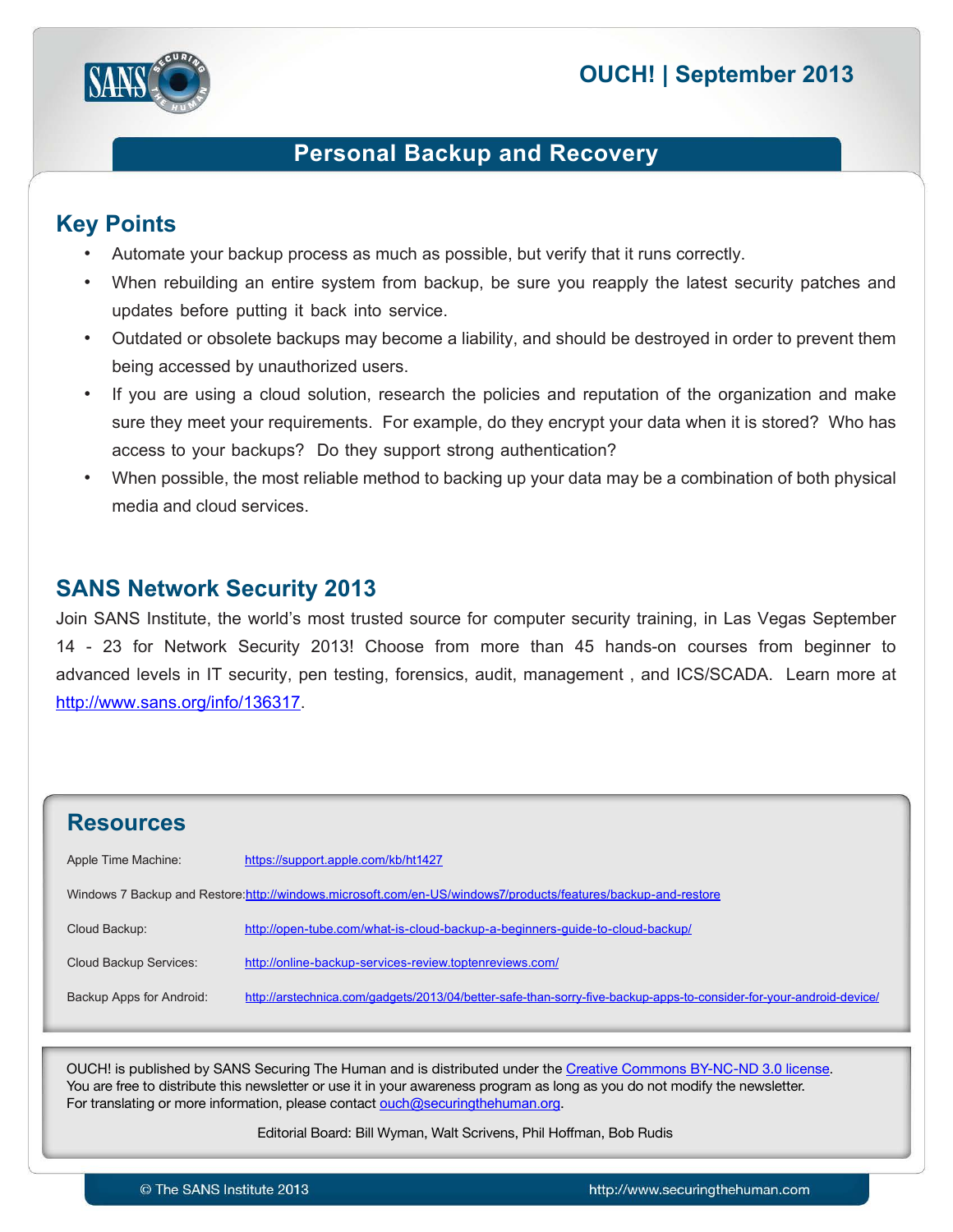## Key Points

- Automate your backup process as much as possible, but verify that it runs correctly.
- When rebuilding an entire system from backup, be sure you reapply the latest security patches and updates before putting it back into service.
- Outdated or obsolete backups may become a liability, and should be destroyed in order to prevent them being accessed by unauthorized users.
- If you are using a cloud solution, research the policies and reputation of the organization and make sure they meet your requirements. For example, do they encrypt your data when it is stored? Who has access to your backups? Do they support strong authentication?
- When possible, the most reliable method to backing up your data may be a combination of both physical media and cloud services.

## SANS Network Security 2013

Join SANS Institute, the world's most trusted source for computer security training, in Las Vegas September 14 - 23 for Network Security 2013! Choose from more than 45 hands-on courses from beginner to advanced levels in IT security, pen testing, forensics, audit, management , and ICS/SCADA. Learn more at http://www.sans.org/info/136317.

## Resources

| | |
|---|---|
| Apple Time Machine: | https://support.apple.com/kb/ht1427 |
| Windows 7 Backup and Restore: | http://windows.microsoft.com/en-US/windows7/products/features/backup-and-restore |
| Cloud Backup: | http://open-tube.com/what-is-cloud-backup-a-beginners-guide-to-cloud-backup/ |
| Cloud Backup Services: | http://online-backup-services-review.toptenreviews.com/ |
| Backup Apps for Android: | http://arstechnica.com/gadgets/2013/04/better-safe-than-sorry-five-backup-apps-to-consider-for-your-android-device/ |

OUCH! is published by SANS Securing The Human and is distributed under the Creative Commons BY-NC-ND 3.0 license. You are free to distribute this newsletter or use it in your awareness program as long as you do not modify the newsletter. For translating or more information, please contact ouch@securingthehuman.org.

Editorial Board: Bill Wyman, Walt Scrivens, Phil Hoffman, Bob Rudis